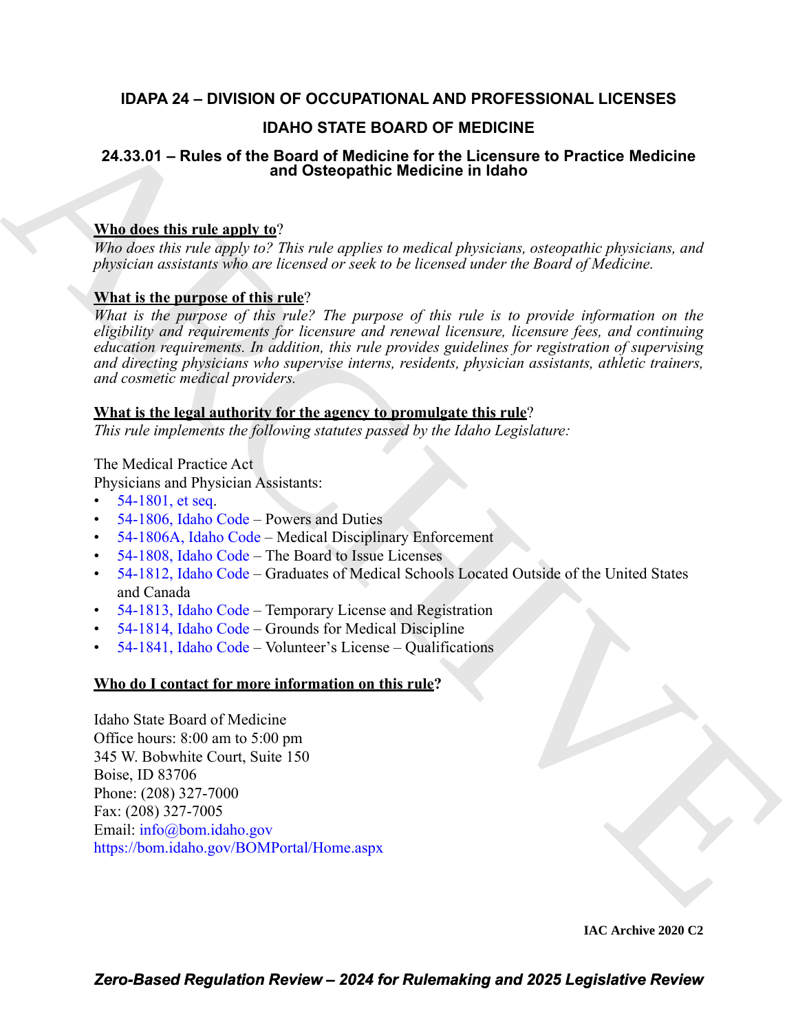# IDAPA 24 – DIVISION OF OCCUPATIONAL AND PROFESSIONAL LICENSES

## IDAHO STATE BOARD OF MEDICINE

### 24.33.01 – Rules of the Board of Medicine for the Licensure to Practice Medicine and Osteopathic Medicine in Idaho

**Who does this rule apply to**?

*Who does this rule apply to? This rule applies to medical physicians, osteopathic physicians, and physician assistants who are licensed or seek to be licensed under the Board of Medicine.*

**What is the purpose of this rule**?

*What is the purpose of this rule? The purpose of this rule is to provide information on the eligibility and requirements for licensure and renewal licensure, licensure fees, and continuing education requirements. In addition, this rule provides guidelines for registration of supervising and directing physicians who supervise interns, residents, physician assistants, athletic trainers, and cosmetic medical providers.*

**What is the legal authority for the agency to promulgate this rule**?

*This rule implements the following statutes passed by the Idaho Legislature:*

The Medical Practice Act

Physicians and Physician Assistants:

- 54-1801, et seq.
- 54-1806, Idaho Code – Powers and Duties
- 54-1806A, Idaho Code – Medical Disciplinary Enforcement
- 54-1808, Idaho Code – The Board to Issue Licenses
- 54-1812, Idaho Code – Graduates of Medical Schools Located Outside of the United States and Canada
- 54-1813, Idaho Code – Temporary License and Registration
- 54-1814, Idaho Code – Grounds for Medical Discipline
- 54-1841, Idaho Code – Volunteer's License – Qualifications

**Who do I contact for more information on this rule?**

Idaho State Board of Medicine
Office hours: 8:00 am to 5:00 pm
345 W. Bobwhite Court, Suite 150
Boise, ID 83706
Phone: (208) 327-7000
Fax: (208) 327-7005
Email: info@bom.idaho.gov
https://bom.idaho.gov/BOMPortal/Home.aspx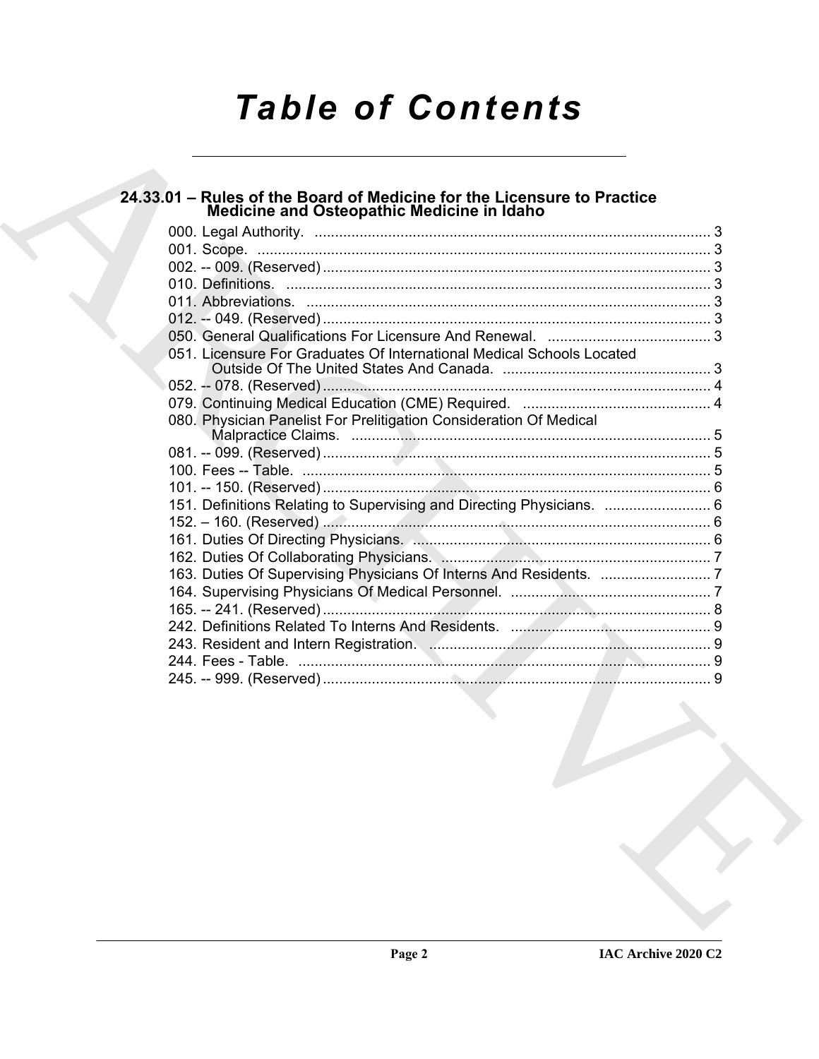# Table of Contents

## 24.33.01 – Rules of the Board of Medicine for the Licensure to Practice Medicine and Osteopathic Medicine in Idaho

000. Legal Authority. ..... 3
001. Scope. ..... 3
002. -- 009. (Reserved) ..... 3
010. Definitions. ..... 3
011. Abbreviations. ..... 3
012. -- 049. (Reserved) ..... 3
050. General Qualifications For Licensure And Renewal. ..... 3
051. Licensure For Graduates Of International Medical Schools Located Outside Of The United States And Canada. ..... 3
052. -- 078. (Reserved) ..... 4
079. Continuing Medical Education (CME) Required. ..... 4
080. Physician Panelist For Prelitigation Consideration Of Medical Malpractice Claims. ..... 5
081. -- 099. (Reserved) ..... 5
100. Fees -- Table. ..... 5
101. -- 150. (Reserved) ..... 6
151. Definitions Relating to Supervising and Directing Physicians. ..... 6
152. – 160. (Reserved) ..... 6
161. Duties Of Directing Physicians. ..... 6
162. Duties Of Collaborating Physicians. ..... 7
163. Duties Of Supervising Physicians Of Interns And Residents. ..... 7
164. Supervising Physicians Of Medical Personnel. ..... 7
165. -- 241. (Reserved) ..... 8
242. Definitions Related To Interns And Residents. ..... 9
243. Resident and Intern Registration. ..... 9
244. Fees - Table. ..... 9
245. -- 999. (Reserved) ..... 9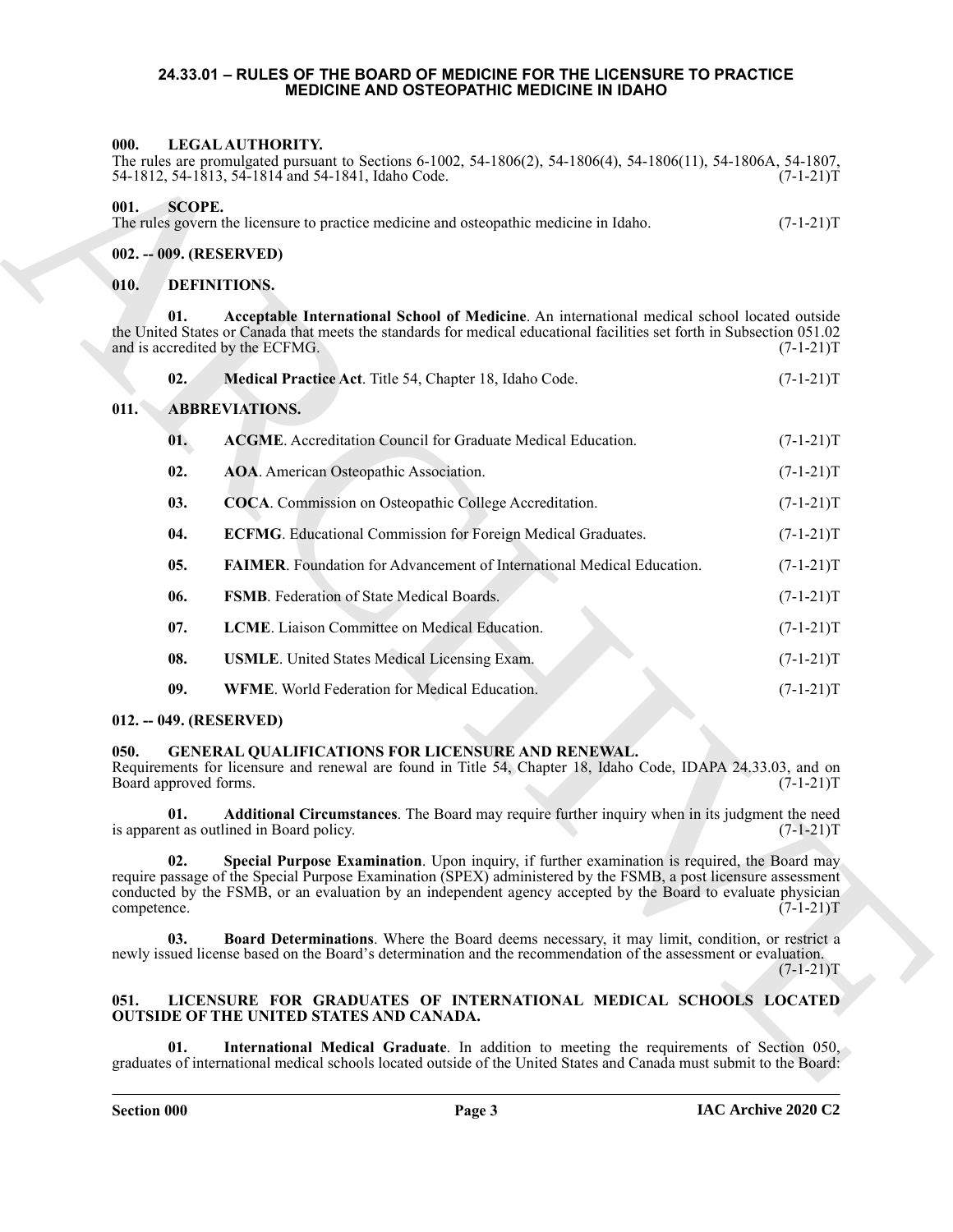# 24.33.01 – RULES OF THE BOARD OF MEDICINE FOR THE LICENSURE TO PRACTICE MEDICINE AND OSTEOPATHIC MEDICINE IN IDAHO

## 000. LEGAL AUTHORITY.

The rules are promulgated pursuant to Sections 6-1002, 54-1806(2), 54-1806(4), 54-1806(11), 54-1806A, 54-1807, 54-1812, 54-1813, 54-1814 and 54-1841, Idaho Code. (7-1-21)T

## 001. SCOPE.

The rules govern the licensure to practice medicine and osteopathic medicine in Idaho. (7-1-21)T

## 002. -- 009. (RESERVED)

## 010. DEFINITIONS.

**01. Acceptable International School of Medicine**. An international medical school located outside the United States or Canada that meets the standards for medical educational facilities set forth in Subsection 051.02 and is accredited by the ECFMG. (7-1-21)T

**02. Medical Practice Act**. Title 54, Chapter 18, Idaho Code. (7-1-21)T

## 011. ABBREVIATIONS.

**01. ACGME**. Accreditation Council for Graduate Medical Education. (7-1-21)T

**02. AOA**. American Osteopathic Association. (7-1-21)T

**03. COCA**. Commission on Osteopathic College Accreditation. (7-1-21)T

**04. ECFMG**. Educational Commission for Foreign Medical Graduates. (7-1-21)T

**05. FAIMER**. Foundation for Advancement of International Medical Education. (7-1-21)T

**06. FSMB**. Federation of State Medical Boards. (7-1-21)T

**07. LCME**. Liaison Committee on Medical Education. (7-1-21)T

**08. USMLE**. United States Medical Licensing Exam. (7-1-21)T

**09. WFME**. World Federation for Medical Education. (7-1-21)T

## 012. -- 049. (RESERVED)

## 050. GENERAL QUALIFICATIONS FOR LICENSURE AND RENEWAL.

Requirements for licensure and renewal are found in Title 54, Chapter 18, Idaho Code, IDAPA 24.33.03, and on Board approved forms. (7-1-21)T

**01. Additional Circumstances**. The Board may require further inquiry when in its judgment the need is apparent as outlined in Board policy. (7-1-21)T

**02. Special Purpose Examination**. Upon inquiry, if further examination is required, the Board may require passage of the Special Purpose Examination (SPEX) administered by the FSMB, a post licensure assessment conducted by the FSMB, or an evaluation by an independent agency accepted by the Board to evaluate physician competence. (7-1-21)T

**03. Board Determinations**. Where the Board deems necessary, it may limit, condition, or restrict a newly issued license based on the Board's determination and the recommendation of the assessment or evaluation. (7-1-21)T

## 051. LICENSURE FOR GRADUATES OF INTERNATIONAL MEDICAL SCHOOLS LOCATED OUTSIDE OF THE UNITED STATES AND CANADA.

**01. International Medical Graduate**. In addition to meeting the requirements of Section 050, graduates of international medical schools located outside of the United States and Canada must submit to the Board: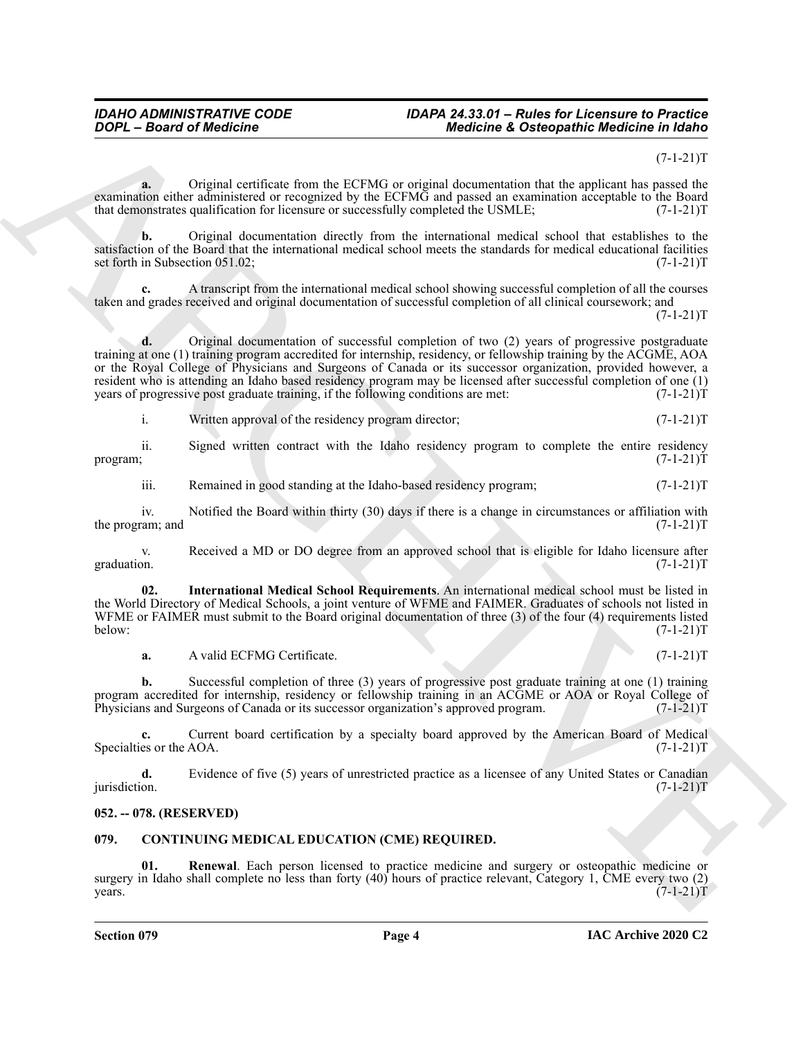(7-1-21)T

**a.** Original certificate from the ECFMG or original documentation that the applicant has passed the examination either administered or recognized by the ECFMG and passed an examination acceptable to the Board that demonstrates qualification for licensure or successfully completed the USMLE; (7-1-21)T

**b.** Original documentation directly from the international medical school that establishes to the satisfaction of the Board that the international medical school meets the standards for medical educational facilities set forth in Subsection 051.02; (7-1-21)T

**c.** A transcript from the international medical school showing successful completion of all the courses taken and grades received and original documentation of successful completion of all clinical coursework; and (7-1-21)T

**d.** Original documentation of successful completion of two (2) years of progressive postgraduate training at one (1) training program accredited for internship, residency, or fellowship training by the ACGME, AOA or the Royal College of Physicians and Surgeons of Canada or its successor organization, provided however, a resident who is attending an Idaho based residency program may be licensed after successful completion of one (1) years of progressive post graduate training, if the following conditions are met: (7-1-21)T

i. Written approval of the residency program director; (7-1-21)T

ii. Signed written contract with the Idaho residency program to complete the entire residency program; (7-1-21)T

iii. Remained in good standing at the Idaho-based residency program; (7-1-21)T

iv. Notified the Board within thirty (30) days if there is a change in circumstances or affiliation with the program; and (7-1-21)T

v. Received a MD or DO degree from an approved school that is eligible for Idaho licensure after graduation. (7-1-21)T

**02. International Medical School Requirements**. An international medical school must be listed in the World Directory of Medical Schools, a joint venture of WFME and FAIMER. Graduates of schools not listed in WFME or FAIMER must submit to the Board original documentation of three (3) of the four (4) requirements listed below: (7-1-21)T

**a.** A valid ECFMG Certificate. (7-1-21)T

**b.** Successful completion of three (3) years of progressive post graduate training at one (1) training program accredited for internship, residency or fellowship training in an ACGME or AOA or Royal College of Physicians and Surgeons of Canada or its successor organization's approved program. (7-1-21)T

**c.** Current board certification by a specialty board approved by the American Board of Medical Specialties or the AOA. (7-1-21)T

**d.** Evidence of five (5) years of unrestricted practice as a licensee of any United States or Canadian jurisdiction. (7-1-21)T

### 052. -- 078. (RESERVED)

### 079. CONTINUING MEDICAL EDUCATION (CME) REQUIRED.

**01. Renewal**. Each person licensed to practice medicine and surgery or osteopathic medicine or surgery in Idaho shall complete no less than forty (40) hours of practice relevant, Category 1, CME every two (2) years. (7-1-21)T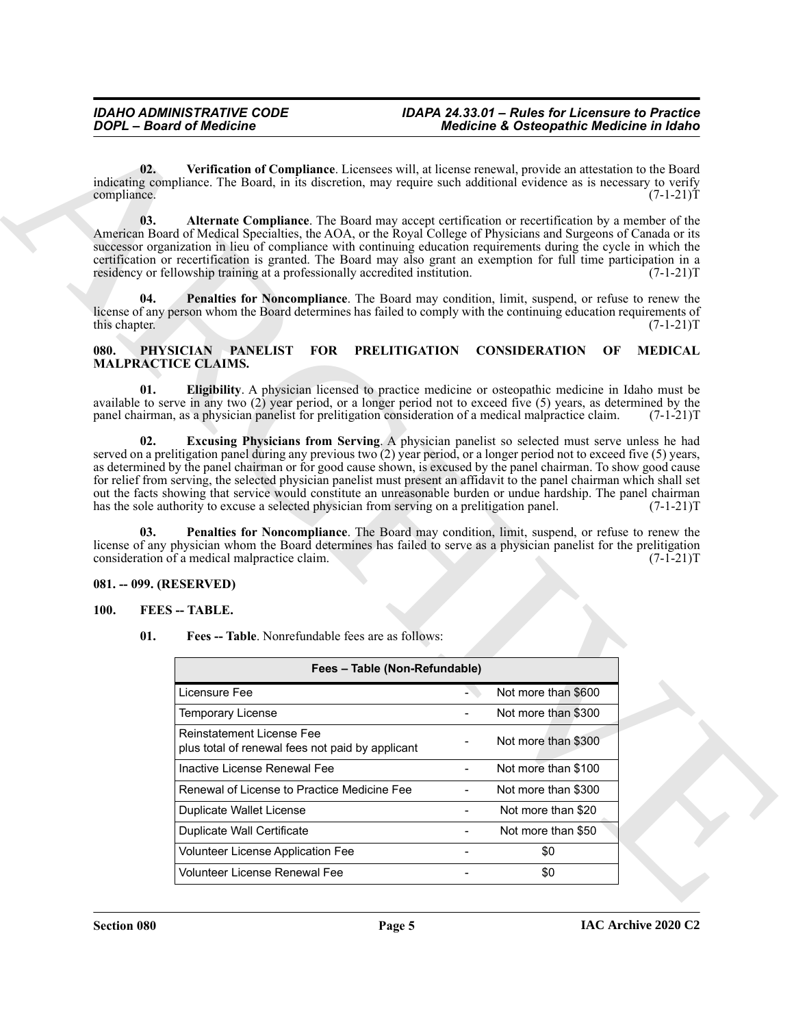**02. Verification of Compliance**. Licensees will, at license renewal, provide an attestation to the Board indicating compliance. The Board, in its discretion, may require such additional evidence as is necessary to verify compliance. (7-1-21)T

**03. Alternate Compliance**. The Board may accept certification or recertification by a member of the American Board of Medical Specialties, the AOA, or the Royal College of Physicians and Surgeons of Canada or its successor organization in lieu of compliance with continuing education requirements during the cycle in which the certification or recertification is granted. The Board may also grant an exemption for full time participation in a residency or fellowship training at a professionally accredited institution. (7-1-21)T

**04. Penalties for Noncompliance**. The Board may condition, limit, suspend, or refuse to renew the license of any person whom the Board determines has failed to comply with the continuing education requirements of this chapter. (7-1-21)T

## 080. PHYSICIAN PANELIST FOR PRELITIGATION CONSIDERATION OF MEDICAL MALPRACTICE CLAIMS.

**01. Eligibility**. A physician licensed to practice medicine or osteopathic medicine in Idaho must be available to serve in any two (2) year period, or a longer period not to exceed five (5) years, as determined by the panel chairman, as a physician panelist for prelitigation consideration of a medical malpractice claim. (7-1-21)T

**02. Excusing Physicians from Serving**. A physician panelist so selected must serve unless he had served on a prelitigation panel during any previous two (2) year period, or a longer period not to exceed five (5) years, as determined by the panel chairman or for good cause shown, is excused by the panel chairman. To show good cause for relief from serving, the selected physician panelist must present an affidavit to the panel chairman which shall set out the facts showing that service would constitute an unreasonable burden or undue hardship. The panel chairman has the sole authority to excuse a selected physician from serving on a prelitigation panel. (7-1-21)T

**03. Penalties for Noncompliance**. The Board may condition, limit, suspend, or refuse to renew the license of any physician whom the Board determines has failed to serve as a physician panelist for the prelitigation consideration of a medical malpractice claim. (7-1-21)T

## 081. -- 099. (RESERVED)

## 100. FEES -- TABLE.

**01. Fees -- Table**. Nonrefundable fees are as follows:

| Fees – Table (Non-Refundable) | | |
|---|---|---|
| Licensure Fee | - | Not more than $600 |
| Temporary License | - | Not more than $300 |
| Reinstatement License Fee plus total of renewal fees not paid by applicant | - | Not more than $300 |
| Inactive License Renewal Fee | - | Not more than $100 |
| Renewal of License to Practice Medicine Fee | - | Not more than $300 |
| Duplicate Wallet License | - | Not more than $20 |
| Duplicate Wall Certificate | - | Not more than $50 |
| Volunteer License Application Fee | - | $0 |
| Volunteer License Renewal Fee | - | $0 |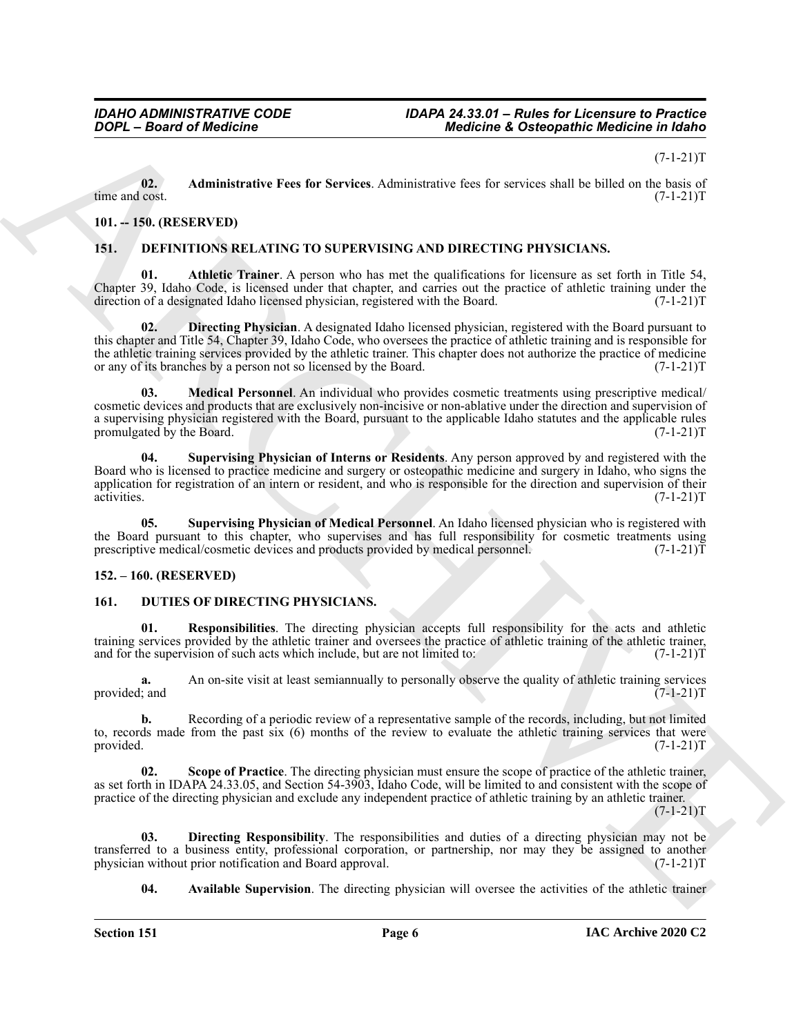(7-1-21)T

**02. Administrative Fees for Services**. Administrative fees for services shall be billed on the basis of time and cost. (7-1-21)T

**101. -- 150. (RESERVED)**

## 151. DEFINITIONS RELATING TO SUPERVISING AND DIRECTING PHYSICIANS.

**01. Athletic Trainer**. A person who has met the qualifications for licensure as set forth in Title 54, Chapter 39, Idaho Code, is licensed under that chapter, and carries out the practice of athletic training under the direction of a designated Idaho licensed physician, registered with the Board. (7-1-21)T

**02. Directing Physician**. A designated Idaho licensed physician, registered with the Board pursuant to this chapter and Title 54, Chapter 39, Idaho Code, who oversees the practice of athletic training and is responsible for the athletic training services provided by the athletic trainer. This chapter does not authorize the practice of medicine or any of its branches by a person not so licensed by the Board. (7-1-21)T

**03. Medical Personnel**. An individual who provides cosmetic treatments using prescriptive medical/cosmetic devices and products that are exclusively non-incisive or non-ablative under the direction and supervision of a supervising physician registered with the Board, pursuant to the applicable Idaho statutes and the applicable rules promulgated by the Board. (7-1-21)T

**04. Supervising Physician of Interns or Residents**. Any person approved by and registered with the Board who is licensed to practice medicine and surgery or osteopathic medicine and surgery in Idaho, who signs the application for registration of an intern or resident, and who is responsible for the direction and supervision of their activities. (7-1-21)T

**05. Supervising Physician of Medical Personnel**. An Idaho licensed physician who is registered with the Board pursuant to this chapter, who supervises and has full responsibility for cosmetic treatments using prescriptive medical/cosmetic devices and products provided by medical personnel. (7-1-21)T

**152. – 160. (RESERVED)**

## 161. DUTIES OF DIRECTING PHYSICIANS.

**01. Responsibilities**. The directing physician accepts full responsibility for the acts and athletic training services provided by the athletic trainer and oversees the practice of athletic training of the athletic trainer, and for the supervision of such acts which include, but are not limited to: (7-1-21)T

**a.** An on-site visit at least semiannually to personally observe the quality of athletic training services provided; and (7-1-21)T

**b.** Recording of a periodic review of a representative sample of the records, including, but not limited to, records made from the past six (6) months of the review to evaluate the athletic training services that were provided. (7-1-21)T

**02. Scope of Practice**. The directing physician must ensure the scope of practice of the athletic trainer, as set forth in IDAPA 24.33.05, and Section 54-3903, Idaho Code, will be limited to and consistent with the scope of practice of the directing physician and exclude any independent practice of athletic training by an athletic trainer. (7-1-21)T

**03. Directing Responsibility**. The responsibilities and duties of a directing physician may not be transferred to a business entity, professional corporation, or partnership, nor may they be assigned to another physician without prior notification and Board approval. (7-1-21)T

**04. Available Supervision**. The directing physician will oversee the activities of the athletic trainer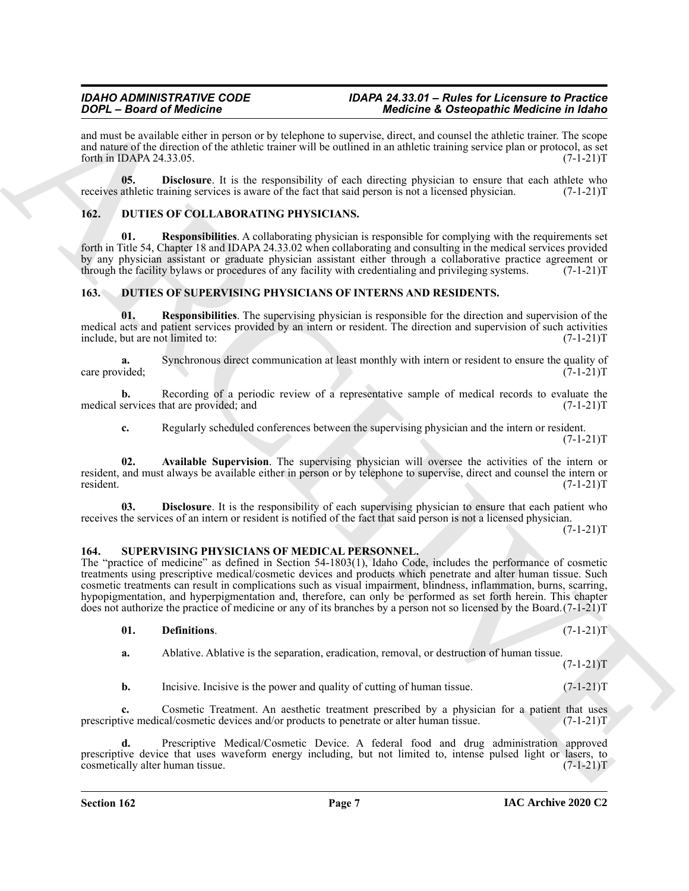and must be available either in person or by telephone to supervise, direct, and counsel the athletic trainer. The scope and nature of the direction of the athletic trainer will be outlined in an athletic training service plan or protocol, as set forth in IDAPA 24.33.05. (7-1-21)T

**05. Disclosure**. It is the responsibility of each directing physician to ensure that each athlete who receives athletic training services is aware of the fact that said person is not a licensed physician. (7-1-21)T

## 162. DUTIES OF COLLABORATING PHYSICIANS.

**01. Responsibilities**. A collaborating physician is responsible for complying with the requirements set forth in Title 54, Chapter 18 and IDAPA 24.33.02 when collaborating and consulting in the medical services provided by any physician assistant or graduate physician assistant either through a collaborative practice agreement or through the facility bylaws or procedures of any facility with credentialing and privileging systems. (7-1-21)T

## 163. DUTIES OF SUPERVISING PHYSICIANS OF INTERNS AND RESIDENTS.

**01. Responsibilities**. The supervising physician is responsible for the direction and supervision of the medical acts and patient services provided by an intern or resident. The direction and supervision of such activities include, but are not limited to: (7-1-21)T

**a.** Synchronous direct communication at least monthly with intern or resident to ensure the quality of care provided; (7-1-21)T

**b.** Recording of a periodic review of a representative sample of medical records to evaluate the medical services that are provided; and (7-1-21)T

**c.** Regularly scheduled conferences between the supervising physician and the intern or resident. (7-1-21)T

**02. Available Supervision**. The supervising physician will oversee the activities of the intern or resident, and must always be available either in person or by telephone to supervise, direct and counsel the intern or resident. (7-1-21)T

**03. Disclosure**. It is the responsibility of each supervising physician to ensure that each patient who receives the services of an intern or resident is notified of the fact that said person is not a licensed physician. (7-1-21)T

## 164. SUPERVISING PHYSICIANS OF MEDICAL PERSONNEL.

The "practice of medicine" as defined in Section 54-1803(1), Idaho Code, includes the performance of cosmetic treatments using prescriptive medical/cosmetic devices and products which penetrate and alter human tissue. Such cosmetic treatments can result in complications such as visual impairment, blindness, inflammation, burns, scarring, hypopigmentation, and hyperpigmentation and, therefore, can only be performed as set forth herein. This chapter does not authorize the practice of medicine or any of its branches by a person not so licensed by the Board. (7-1-21)T

**01. Definitions**. (7-1-21)T

**a.** Ablative. Ablative is the separation, eradication, removal, or destruction of human tissue. (7-1-21)T

**b.** Incisive. Incisive is the power and quality of cutting of human tissue. (7-1-21)T

**c.** Cosmetic Treatment. An aesthetic treatment prescribed by a physician for a patient that uses prescriptive medical/cosmetic devices and/or products to penetrate or alter human tissue. (7-1-21)T

**d.** Prescriptive Medical/Cosmetic Device. A federal food and drug administration approved prescriptive device that uses waveform energy including, but not limited to, intense pulsed light or lasers, to cosmetically alter human tissue. (7-1-21)T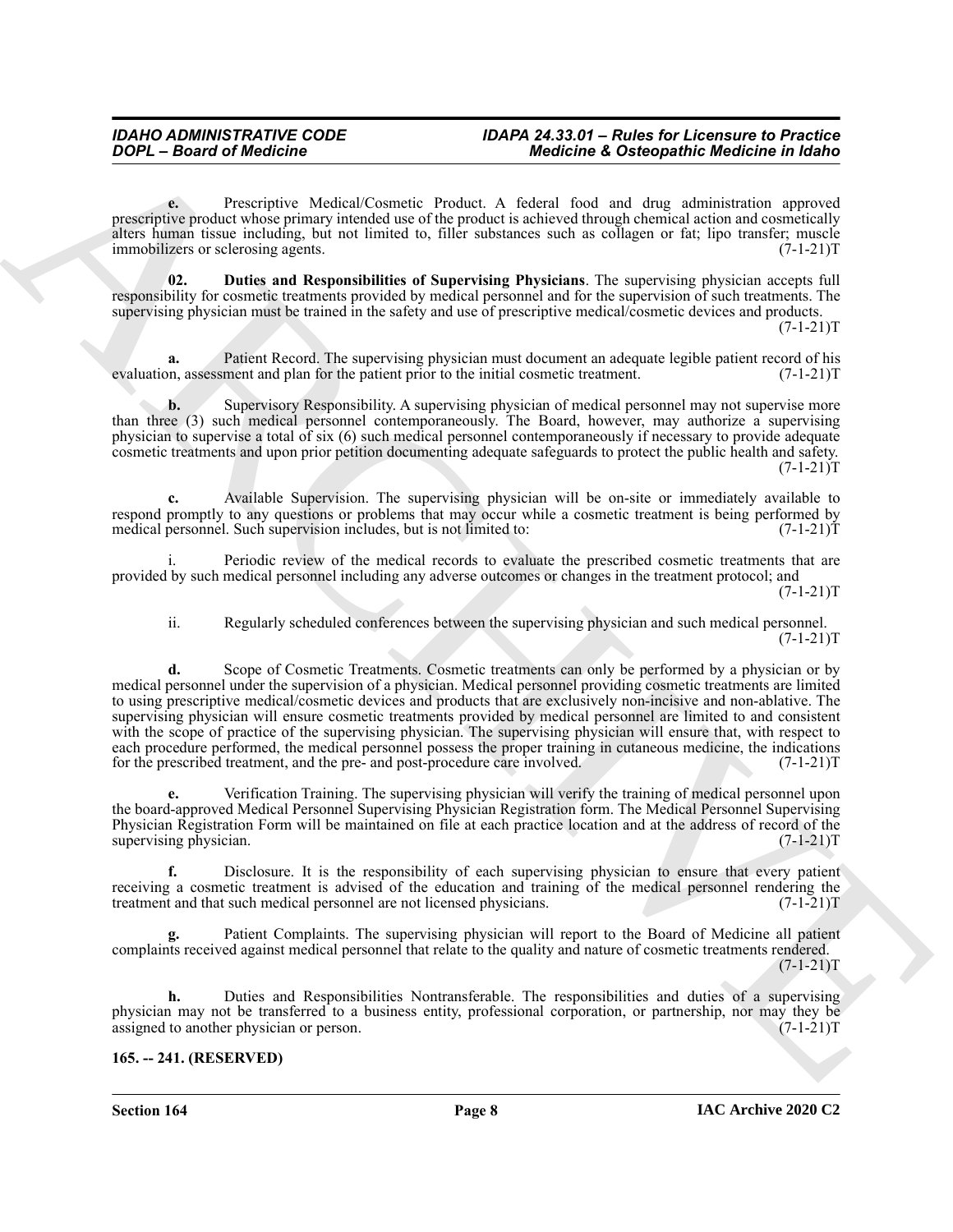**e.** Prescriptive Medical/Cosmetic Product. A federal food and drug administration approved prescriptive product whose primary intended use of the product is achieved through chemical action and cosmetically alters human tissue including, but not limited to, filler substances such as collagen or fat; lipo transfer; muscle immobilizers or sclerosing agents. (7-1-21)T

**02. Duties and Responsibilities of Supervising Physicians**. The supervising physician accepts full responsibility for cosmetic treatments provided by medical personnel and for the supervision of such treatments. The supervising physician must be trained in the safety and use of prescriptive medical/cosmetic devices and products. (7-1-21)T

**a.** Patient Record. The supervising physician must document an adequate legible patient record of his evaluation, assessment and plan for the patient prior to the initial cosmetic treatment. (7-1-21)T

**b.** Supervisory Responsibility. A supervising physician of medical personnel may not supervise more than three (3) such medical personnel contemporaneously. The Board, however, may authorize a supervising physician to supervise a total of six (6) such medical personnel contemporaneously if necessary to provide adequate cosmetic treatments and upon prior petition documenting adequate safeguards to protect the public health and safety. (7-1-21)T

**c.** Available Supervision. The supervising physician will be on-site or immediately available to respond promptly to any questions or problems that may occur while a cosmetic treatment is being performed by medical personnel. Such supervision includes, but is not limited to: (7-1-21)T

i. Periodic review of the medical records to evaluate the prescribed cosmetic treatments that are provided by such medical personnel including any adverse outcomes or changes in the treatment protocol; and (7-1-21)T

ii. Regularly scheduled conferences between the supervising physician and such medical personnel. (7-1-21)T

**d.** Scope of Cosmetic Treatments. Cosmetic treatments can only be performed by a physician or by medical personnel under the supervision of a physician. Medical personnel providing cosmetic treatments are limited to using prescriptive medical/cosmetic devices and products that are exclusively non-incisive and non-ablative. The supervising physician will ensure cosmetic treatments provided by medical personnel are limited to and consistent with the scope of practice of the supervising physician. The supervising physician will ensure that, with respect to each procedure performed, the medical personnel possess the proper training in cutaneous medicine, the indications for the prescribed treatment, and the pre- and post-procedure care involved. (7-1-21)T

**e.** Verification Training. The supervising physician will verify the training of medical personnel upon the board-approved Medical Personnel Supervising Physician Registration form. The Medical Personnel Supervising Physician Registration Form will be maintained on file at each practice location and at the address of record of the supervising physician. (7-1-21)T

**f.** Disclosure. It is the responsibility of each supervising physician to ensure that every patient receiving a cosmetic treatment is advised of the education and training of the medical personnel rendering the treatment and that such medical personnel are not licensed physicians. (7-1-21)T

**g.** Patient Complaints. The supervising physician will report to the Board of Medicine all patient complaints received against medical personnel that relate to the quality and nature of cosmetic treatments rendered. (7-1-21)T

**h.** Duties and Responsibilities Nontransferable. The responsibilities and duties of a supervising physician may not be transferred to a business entity, professional corporation, or partnership, nor may they be assigned to another physician or person. (7-1-21)T

**165. -- 241. (RESERVED)**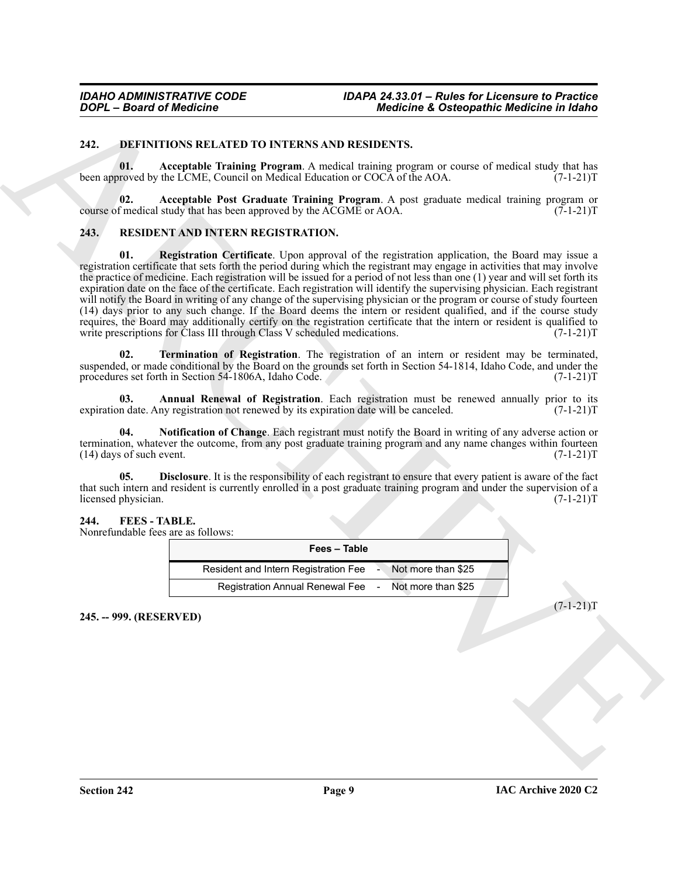### 242. DEFINITIONS RELATED TO INTERNS AND RESIDENTS.

**01. Acceptable Training Program**. A medical training program or course of medical study that has been approved by the LCME, Council on Medical Education or COCA of the AOA. (7-1-21)T

**02. Acceptable Post Graduate Training Program**. A post graduate medical training program or course of medical study that has been approved by the ACGME or AOA. (7-1-21)T

### 243. RESIDENT AND INTERN REGISTRATION.

**01. Registration Certificate**. Upon approval of the registration application, the Board may issue a registration certificate that sets forth the period during which the registrant may engage in activities that may involve the practice of medicine. Each registration will be issued for a period of not less than one (1) year and will set forth its expiration date on the face of the certificate. Each registration will identify the supervising physician. Each registrant will notify the Board in writing of any change of the supervising physician or the program or course of study fourteen (14) days prior to any such change. If the Board deems the intern or resident qualified, and if the course study requires, the Board may additionally certify on the registration certificate that the intern or resident is qualified to write prescriptions for Class III through Class V scheduled medications. (7-1-21)T

**02. Termination of Registration**. The registration of an intern or resident may be terminated, suspended, or made conditional by the Board on the grounds set forth in Section 54-1814, Idaho Code, and under the procedures set forth in Section 54-1806A, Idaho Code. (7-1-21)T

**03. Annual Renewal of Registration**. Each registration must be renewed annually prior to its expiration date. Any registration not renewed by its expiration date will be canceled. (7-1-21)T

**04. Notification of Change**. Each registrant must notify the Board in writing of any adverse action or termination, whatever the outcome, from any post graduate training program and any name changes within fourteen (14) days of such event. (7-1-21)T

**05. Disclosure**. It is the responsibility of each registrant to ensure that every patient is aware of the fact that such intern and resident is currently enrolled in a post graduate training program and under the supervision of a licensed physician. (7-1-21)T

### 244. FEES - TABLE.

Nonrefundable fees are as follows:

| Fees – Table | | |
|---|---|---|
| Resident and Intern Registration Fee | - | Not more than $25 |
| Registration Annual Renewal Fee | - | Not more than $25 |

(7-1-21)T

### 245. -- 999. (RESERVED)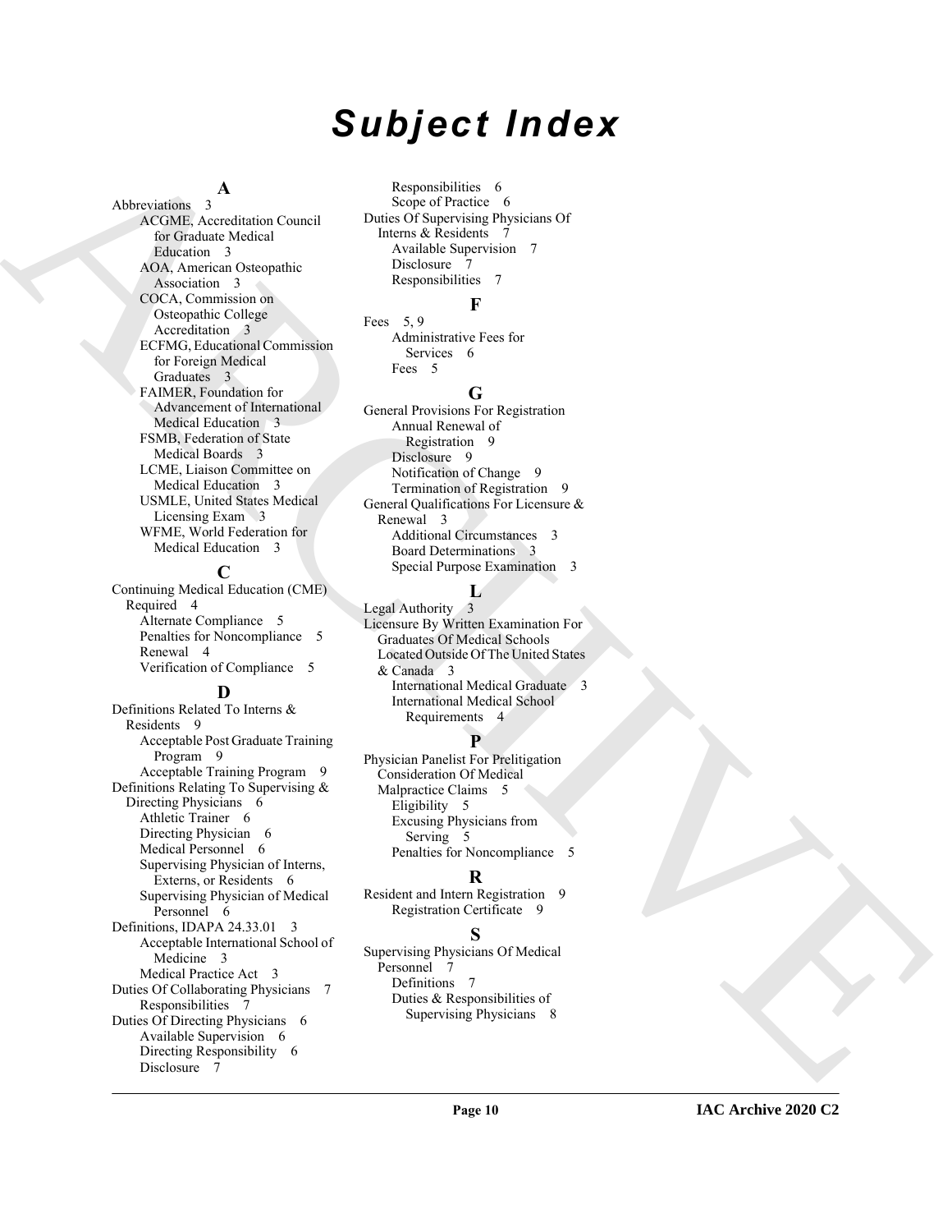# Subject Index

**A**

Abbreviations 3
- ACGME, Accreditation Council for Graduate Medical Education 3
- AOA, American Osteopathic Association 3
- COCA, Commission on Osteopathic College Accreditation 3
- ECFMG, Educational Commission for Foreign Medical Graduates 3
- FAIMER, Foundation for Advancement of International Medical Education 3
- FSMB, Federation of State Medical Boards 3
- LCME, Liaison Committee on Medical Education 3
- USMLE, United States Medical Licensing Exam 3
- WFME, World Federation for Medical Education 3

**C**

Continuing Medical Education (CME) Required 4
- Alternate Compliance 5
- Penalties for Noncompliance 5
- Renewal 4
- Verification of Compliance 5

**D**

Definitions Related To Interns & Residents 9
- Acceptable Post Graduate Training Program 9
- Acceptable Training Program 9

Definitions Relating To Supervising & Directing Physicians 6
- Athletic Trainer 6
- Directing Physician 6
- Medical Personnel 6
- Supervising Physician of Interns, Externs, or Residents 6
- Supervising Physician of Medical Personnel 6

Definitions, IDAPA 24.33.01 3
- Acceptable International School of Medicine 3
- Medical Practice Act 3

Duties Of Collaborating Physicians 7
- Responsibilities 7

Duties Of Directing Physicians 6
- Available Supervision 6
- Directing Responsibility 6
- Disclosure 7
- Responsibilities 6
- Scope of Practice 6

Duties Of Supervising Physicians Of Interns & Residents 7
- Available Supervision 7
- Disclosure 7
- Responsibilities 7

**F**

Fees 5, 9
- Administrative Fees for Services 6
- Fees 5

**G**

General Provisions For Registration
- Annual Renewal of Registration 9
- Disclosure 9
- Notification of Change 9
- Termination of Registration 9

General Qualifications For Licensure & Renewal 3
- Additional Circumstances 3
- Board Determinations 3
- Special Purpose Examination 3

**L**

Legal Authority 3

Licensure By Written Examination For Graduates Of Medical Schools Located Outside Of The United States & Canada 3
- International Medical Graduate 3
- International Medical School Requirements 4

**P**

Physician Panelist For Prelitigation Consideration Of Medical Malpractice Claims 5
- Eligibility 5
- Excusing Physicians from Serving 5
- Penalties for Noncompliance 5

**R**

Resident and Intern Registration 9
- Registration Certificate 9

**S**

Supervising Physicians Of Medical Personnel 7
- Definitions 7
- Duties & Responsibilities of Supervising Physicians 8